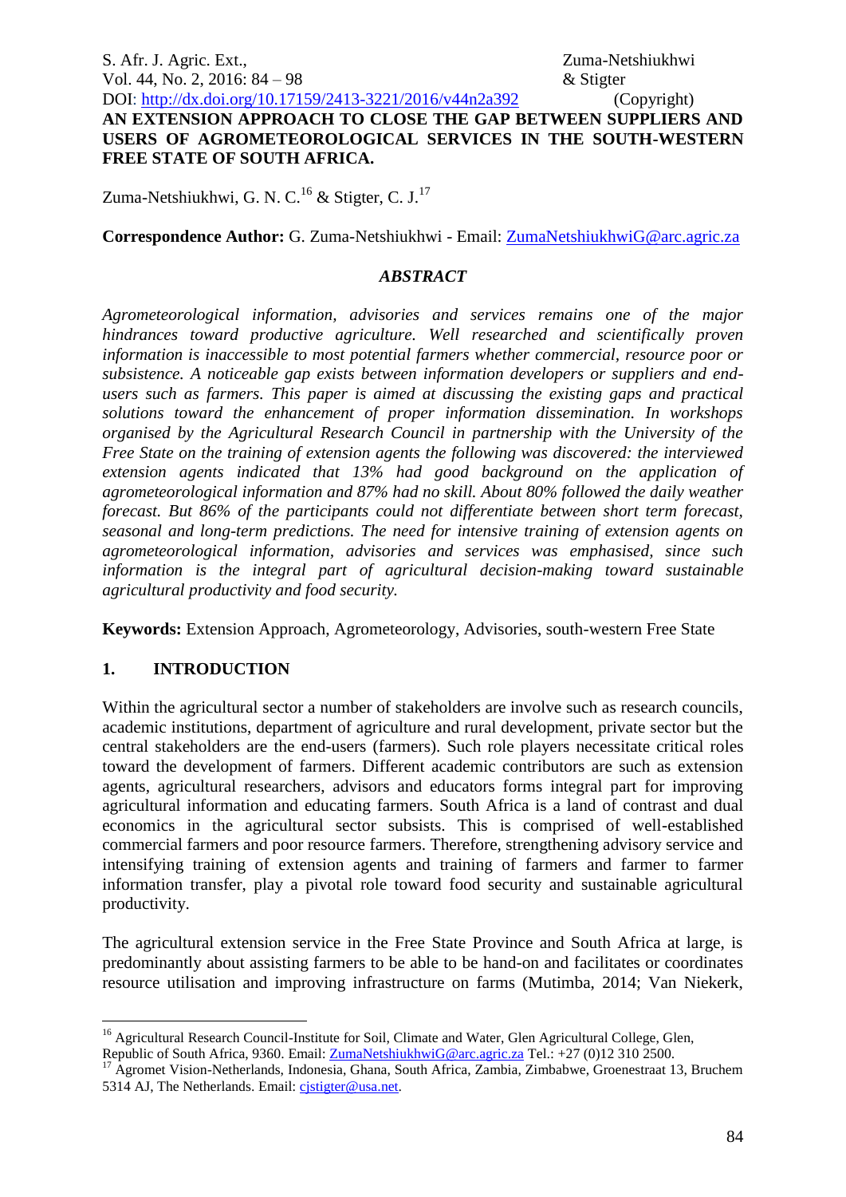# AN EXTENSION APPROACH TO CLOSE THE GAP BETWEEN SUPPLIERS AND USERS OF AGROMETEOROLOGICAL SERVICES IN THE SOUTH-WESTERN FREE STATE OF SOUTH AFRICA.

Zuma-Netshiukhwi, G. N. C.[16] & Stigter, C. J.[17]

**Correspondence Author:** G. Zuma-Netshiukhwi - Email: ZumaNetshiukhwiG@arc.agric.za

## *ABSTRACT*

*Agrometeorological information, advisories and services remains one of the major hindrances toward productive agriculture. Well researched and scientifically proven information is inaccessible to most potential farmers whether commercial, resource poor or subsistence. A noticeable gap exists between information developers or suppliers and end-users such as farmers. This paper is aimed at discussing the existing gaps and practical solutions toward the enhancement of proper information dissemination. In workshops organised by the Agricultural Research Council in partnership with the University of the Free State on the training of extension agents the following was discovered: the interviewed extension agents indicated that 13% had good background on the application of agrometeorological information and 87% had no skill. About 80% followed the daily weather forecast. But 86% of the participants could not differentiate between short term forecast, seasonal and long-term predictions. The need for intensive training of extension agents on agrometeorological information, advisories and services was emphasised, since such information is the integral part of agricultural decision-making toward sustainable agricultural productivity and food security.*

**Keywords:** Extension Approach, Agrometeorology, Advisories, south-western Free State

## 1. INTRODUCTION

Within the agricultural sector a number of stakeholders are involve such as research councils, academic institutions, department of agriculture and rural development, private sector but the central stakeholders are the end-users (farmers). Such role players necessitate critical roles toward the development of farmers. Different academic contributors are such as extension agents, agricultural researchers, advisors and educators forms integral part for improving agricultural information and educating farmers. South Africa is a land of contrast and dual economics in the agricultural sector subsists. This is comprised of well-established commercial farmers and poor resource farmers. Therefore, strengthening advisory service and intensifying training of extension agents and training of farmers and farmer to farmer information transfer, play a pivotal role toward food security and sustainable agricultural productivity.

The agricultural extension service in the Free State Province and South Africa at large, is predominantly about assisting farmers to be able to be hand-on and facilitates or coordinates resource utilisation and improving infrastructure on farms (Mutimba, 2014; Van Niekerk,

---

[16] Agricultural Research Council-Institute for Soil, Climate and Water, Glen Agricultural College, Glen, Republic of South Africa, 9360. Email: ZumaNetshiukhwiG@arc.agric.za Tel.: +27 (0)12 310 2500.

[17] Agromet Vision-Netherlands, Indonesia, Ghana, South Africa, Zambia, Zimbabwe, Groenestraat 13, Bruchem 5314 AJ, The Netherlands. Email: cjstigter@usa.net.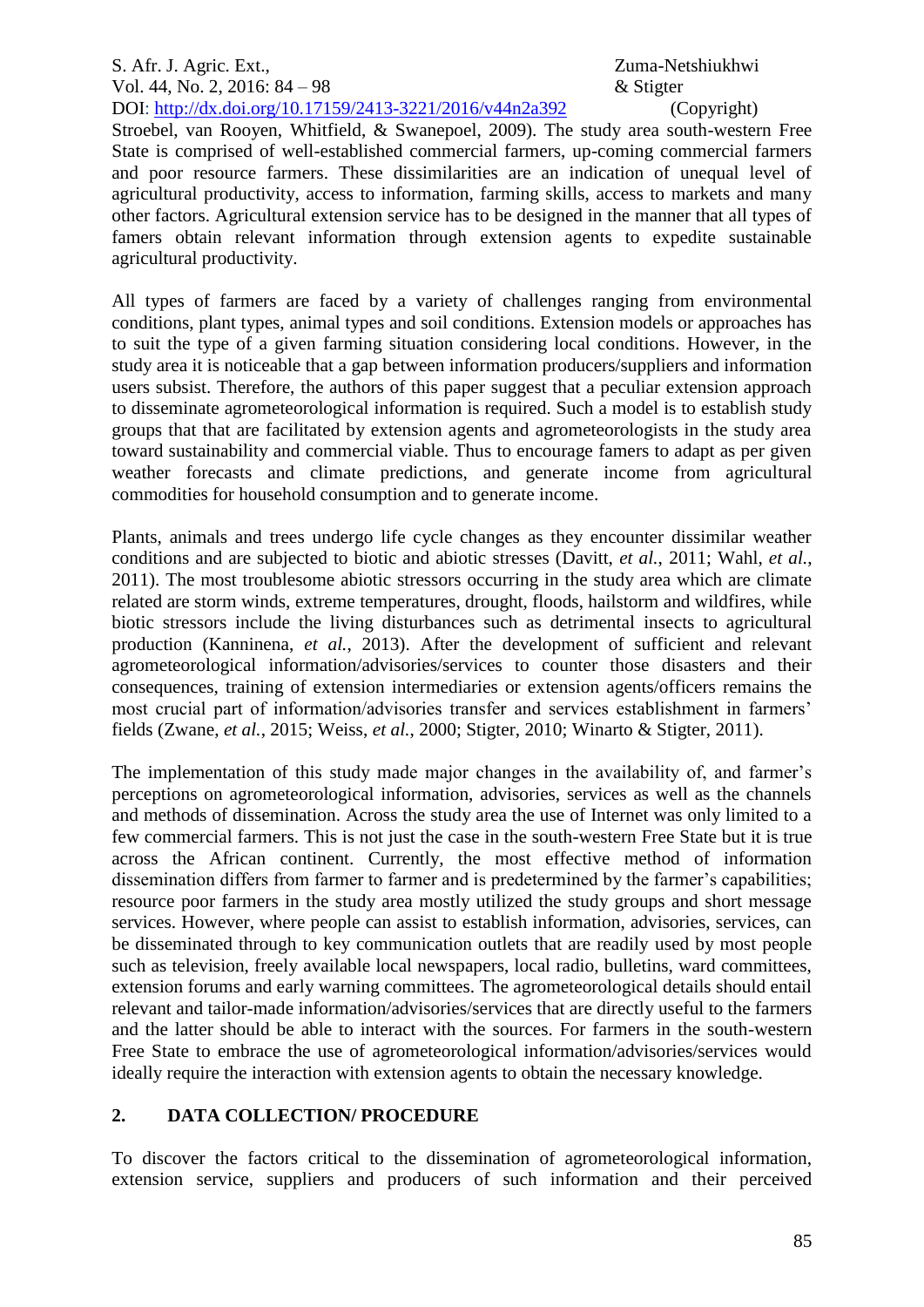Stroebel, van Rooyen, Whitfield, & Swanepoel, 2009). The study area south-western Free State is comprised of well-established commercial farmers, up-coming commercial farmers and poor resource farmers. These dissimilarities are an indication of unequal level of agricultural productivity, access to information, farming skills, access to markets and many other factors. Agricultural extension service has to be designed in the manner that all types of famers obtain relevant information through extension agents to expedite sustainable agricultural productivity.

All types of farmers are faced by a variety of challenges ranging from environmental conditions, plant types, animal types and soil conditions. Extension models or approaches has to suit the type of a given farming situation considering local conditions. However, in the study area it is noticeable that a gap between information producers/suppliers and information users subsist. Therefore, the authors of this paper suggest that a peculiar extension approach to disseminate agrometeorological information is required. Such a model is to establish study groups that that are facilitated by extension agents and agrometeorologists in the study area toward sustainability and commercial viable. Thus to encourage famers to adapt as per given weather forecasts and climate predictions, and generate income from agricultural commodities for household consumption and to generate income.

Plants, animals and trees undergo life cycle changes as they encounter dissimilar weather conditions and are subjected to biotic and abiotic stresses (Davitt, *et al.*, 2011; Wahl, *et al.*, 2011). The most troublesome abiotic stressors occurring in the study area which are climate related are storm winds, extreme temperatures, drought, floods, hailstorm and wildfires, while biotic stressors include the living disturbances such as detrimental insects to agricultural production (Kanninena, *et al.*, 2013). After the development of sufficient and relevant agrometeorological information/advisories/services to counter those disasters and their consequences, training of extension intermediaries or extension agents/officers remains the most crucial part of information/advisories transfer and services establishment in farmers' fields (Zwane, *et al.*, 2015; Weiss, *et al.*, 2000; Stigter, 2010; Winarto & Stigter, 2011).

The implementation of this study made major changes in the availability of, and farmer's perceptions on agrometeorological information, advisories, services as well as the channels and methods of dissemination. Across the study area the use of Internet was only limited to a few commercial farmers. This is not just the case in the south-western Free State but it is true across the African continent. Currently, the most effective method of information dissemination differs from farmer to farmer and is predetermined by the farmer's capabilities; resource poor farmers in the study area mostly utilized the study groups and short message services. However, where people can assist to establish information, advisories, services, can be disseminated through to key communication outlets that are readily used by most people such as television, freely available local newspapers, local radio, bulletins, ward committees, extension forums and early warning committees. The agrometeorological details should entail relevant and tailor-made information/advisories/services that are directly useful to the farmers and the latter should be able to interact with the sources. For farmers in the south-western Free State to embrace the use of agrometeorological information/advisories/services would ideally require the interaction with extension agents to obtain the necessary knowledge.

## 2. DATA COLLECTION/ PROCEDURE

To discover the factors critical to the dissemination of agrometeorological information, extension service, suppliers and producers of such information and their perceived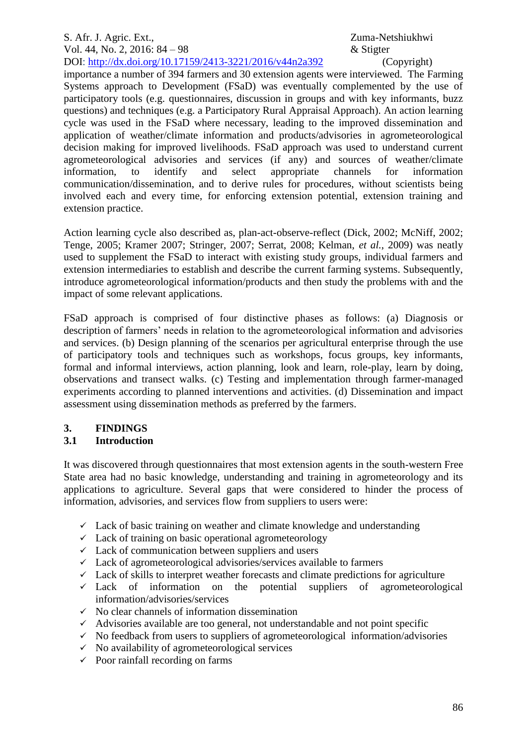importance a number of 394 farmers and 30 extension agents were interviewed. The Farming Systems approach to Development (FSaD) was eventually complemented by the use of participatory tools (e.g. questionnaires, discussion in groups and with key informants, buzz questions) and techniques (e.g. a Participatory Rural Appraisal Approach). An action learning cycle was used in the FSaD where necessary, leading to the improved dissemination and application of weather/climate information and products/advisories in agrometeorological decision making for improved livelihoods. FSaD approach was used to understand current agrometeorological advisories and services (if any) and sources of weather/climate information, to identify and select appropriate channels for information communication/dissemination, and to derive rules for procedures, without scientists being involved each and every time, for enforcing extension potential, extension training and extension practice.

Action learning cycle also described as, plan-act-observe-reflect (Dick, 2002; McNiff, 2002; Tenge, 2005; Kramer 2007; Stringer, 2007; Serrat, 2008; Kelman, *et al.*, 2009) was neatly used to supplement the FSaD to interact with existing study groups, individual farmers and extension intermediaries to establish and describe the current farming systems. Subsequently, introduce agrometeorological information/products and then study the problems with and the impact of some relevant applications.

FSaD approach is comprised of four distinctive phases as follows: (a) Diagnosis or description of farmers' needs in relation to the agrometeorological information and advisories and services. (b) Design planning of the scenarios per agricultural enterprise through the use of participatory tools and techniques such as workshops, focus groups, key informants, formal and informal interviews, action planning, look and learn, role-play, learn by doing, observations and transect walks. (c) Testing and implementation through farmer-managed experiments according to planned interventions and activities. (d) Dissemination and impact assessment using dissemination methods as preferred by the farmers.

## 3. FINDINGS

### 3.1 Introduction

It was discovered through questionnaires that most extension agents in the south-western Free State area had no basic knowledge, understanding and training in agrometeorology and its applications to agriculture. Several gaps that were considered to hinder the process of information, advisories, and services flow from suppliers to users were:

- ✓ Lack of basic training on weather and climate knowledge and understanding
- ✓ Lack of training on basic operational agrometeorology
- ✓ Lack of communication between suppliers and users
- ✓ Lack of agrometeorological advisories/services available to farmers
- ✓ Lack of skills to interpret weather forecasts and climate predictions for agriculture
- ✓ Lack of information on the potential suppliers of agrometeorological information/advisories/services
- ✓ No clear channels of information dissemination
- ✓ Advisories available are too general, not understandable and not point specific
- ✓ No feedback from users to suppliers of agrometeorological information/advisories
- ✓ No availability of agrometeorological services
- ✓ Poor rainfall recording on farms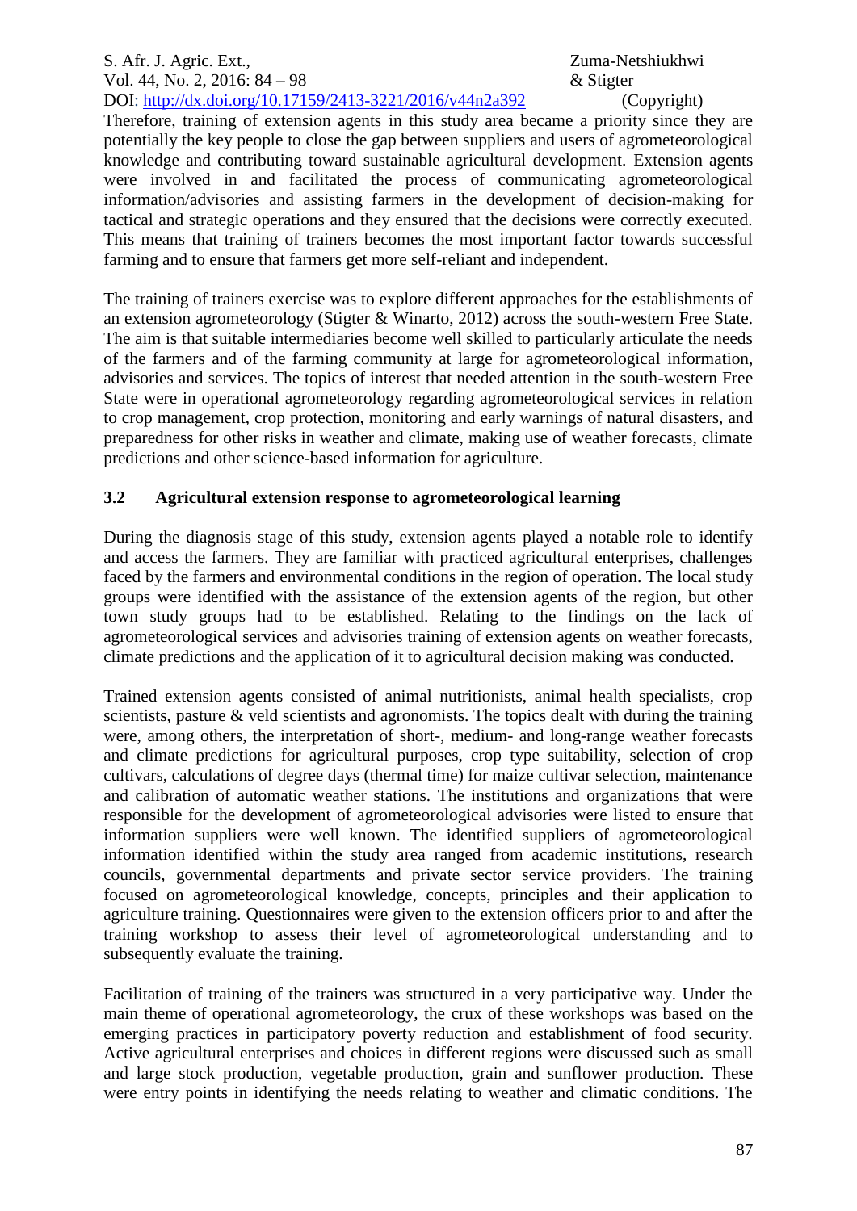Therefore, training of extension agents in this study area became a priority since they are potentially the key people to close the gap between suppliers and users of agrometeorological knowledge and contributing toward sustainable agricultural development. Extension agents were involved in and facilitated the process of communicating agrometeorological information/advisories and assisting farmers in the development of decision-making for tactical and strategic operations and they ensured that the decisions were correctly executed. This means that training of trainers becomes the most important factor towards successful farming and to ensure that farmers get more self-reliant and independent.

The training of trainers exercise was to explore different approaches for the establishments of an extension agrometeorology (Stigter & Winarto, 2012) across the south-western Free State. The aim is that suitable intermediaries become well skilled to particularly articulate the needs of the farmers and of the farming community at large for agrometeorological information, advisories and services. The topics of interest that needed attention in the south-western Free State were in operational agrometeorology regarding agrometeorological services in relation to crop management, crop protection, monitoring and early warnings of natural disasters, and preparedness for other risks in weather and climate, making use of weather forecasts, climate predictions and other science-based information for agriculture.

### 3.2 Agricultural extension response to agrometeorological learning

During the diagnosis stage of this study, extension agents played a notable role to identify and access the farmers. They are familiar with practiced agricultural enterprises, challenges faced by the farmers and environmental conditions in the region of operation. The local study groups were identified with the assistance of the extension agents of the region, but other town study groups had to be established. Relating to the findings on the lack of agrometeorological services and advisories training of extension agents on weather forecasts, climate predictions and the application of it to agricultural decision making was conducted.

Trained extension agents consisted of animal nutritionists, animal health specialists, crop scientists, pasture & veld scientists and agronomists. The topics dealt with during the training were, among others, the interpretation of short-, medium- and long-range weather forecasts and climate predictions for agricultural purposes, crop type suitability, selection of crop cultivars, calculations of degree days (thermal time) for maize cultivar selection, maintenance and calibration of automatic weather stations. The institutions and organizations that were responsible for the development of agrometeorological advisories were listed to ensure that information suppliers were well known. The identified suppliers of agrometeorological information identified within the study area ranged from academic institutions, research councils, governmental departments and private sector service providers. The training focused on agrometeorological knowledge, concepts, principles and their application to agriculture training. Questionnaires were given to the extension officers prior to and after the training workshop to assess their level of agrometeorological understanding and to subsequently evaluate the training.

Facilitation of training of the trainers was structured in a very participative way. Under the main theme of operational agrometeorology, the crux of these workshops was based on the emerging practices in participatory poverty reduction and establishment of food security. Active agricultural enterprises and choices in different regions were discussed such as small and large stock production, vegetable production, grain and sunflower production. These were entry points in identifying the needs relating to weather and climatic conditions. The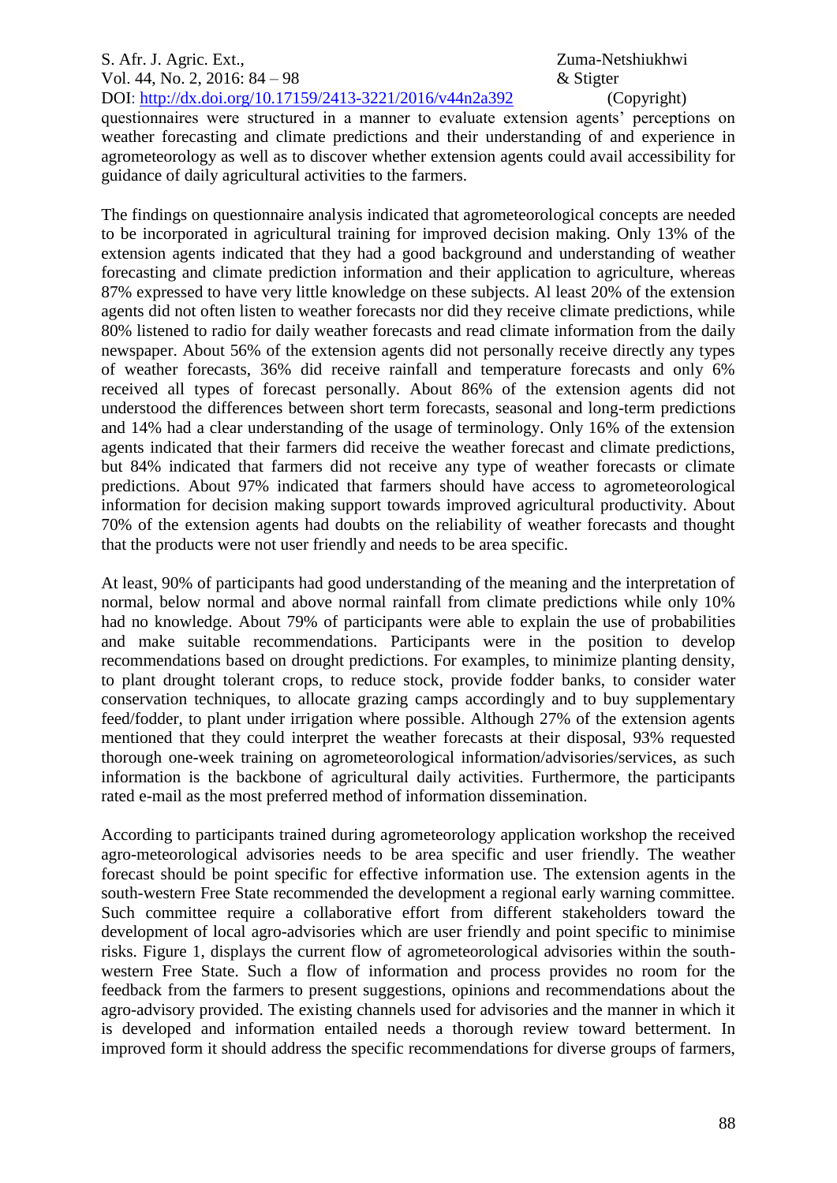questionnaires were structured in a manner to evaluate extension agents' perceptions on weather forecasting and climate predictions and their understanding of and experience in agrometeorology as well as to discover whether extension agents could avail accessibility for guidance of daily agricultural activities to the farmers.

The findings on questionnaire analysis indicated that agrometeorological concepts are needed to be incorporated in agricultural training for improved decision making. Only 13% of the extension agents indicated that they had a good background and understanding of weather forecasting and climate prediction information and their application to agriculture, whereas 87% expressed to have very little knowledge on these subjects. Al least 20% of the extension agents did not often listen to weather forecasts nor did they receive climate predictions, while 80% listened to radio for daily weather forecasts and read climate information from the daily newspaper. About 56% of the extension agents did not personally receive directly any types of weather forecasts, 36% did receive rainfall and temperature forecasts and only 6% received all types of forecast personally. About 86% of the extension agents did not understood the differences between short term forecasts, seasonal and long-term predictions and 14% had a clear understanding of the usage of terminology. Only 16% of the extension agents indicated that their farmers did receive the weather forecast and climate predictions, but 84% indicated that farmers did not receive any type of weather forecasts or climate predictions. About 97% indicated that farmers should have access to agrometeorological information for decision making support towards improved agricultural productivity. About 70% of the extension agents had doubts on the reliability of weather forecasts and thought that the products were not user friendly and needs to be area specific.

At least, 90% of participants had good understanding of the meaning and the interpretation of normal, below normal and above normal rainfall from climate predictions while only 10% had no knowledge. About 79% of participants were able to explain the use of probabilities and make suitable recommendations. Participants were in the position to develop recommendations based on drought predictions. For examples, to minimize planting density, to plant drought tolerant crops, to reduce stock, provide fodder banks, to consider water conservation techniques, to allocate grazing camps accordingly and to buy supplementary feed/fodder, to plant under irrigation where possible. Although 27% of the extension agents mentioned that they could interpret the weather forecasts at their disposal, 93% requested thorough one-week training on agrometeorological information/advisories/services, as such information is the backbone of agricultural daily activities. Furthermore, the participants rated e-mail as the most preferred method of information dissemination.

According to participants trained during agrometeorology application workshop the received agro-meteorological advisories needs to be area specific and user friendly. The weather forecast should be point specific for effective information use. The extension agents in the south-western Free State recommended the development a regional early warning committee. Such committee require a collaborative effort from different stakeholders toward the development of local agro-advisories which are user friendly and point specific to minimise risks. Figure 1, displays the current flow of agrometeorological advisories within the south-western Free State. Such a flow of information and process provides no room for the feedback from the farmers to present suggestions, opinions and recommendations about the agro-advisory provided. The existing channels used for advisories and the manner in which it is developed and information entailed needs a thorough review toward betterment. In improved form it should address the specific recommendations for diverse groups of farmers,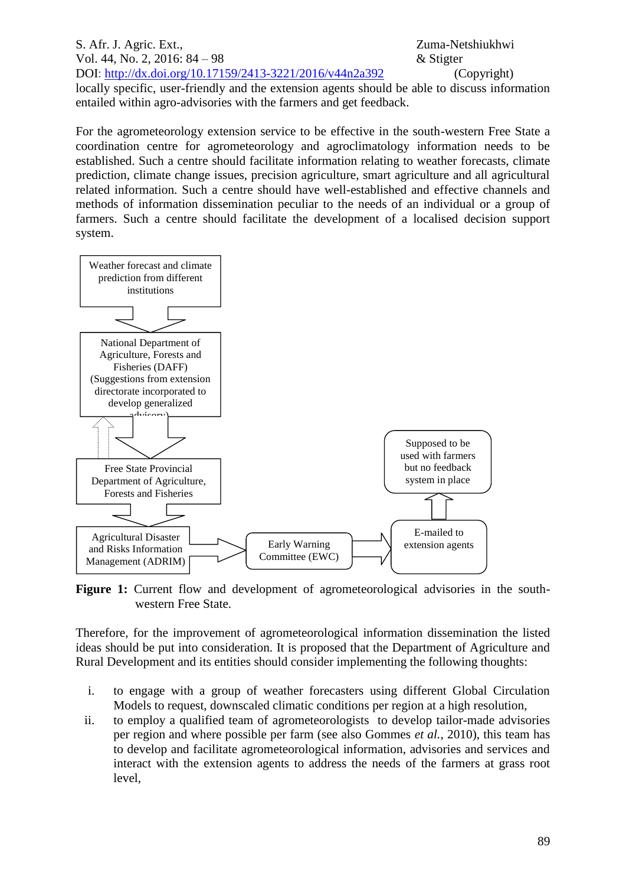locally specific, user-friendly and the extension agents should be able to discuss information entailed within agro-advisories with the farmers and get feedback.

For the agrometeorology extension service to be effective in the south-western Free State a coordination centre for agrometeorology and agroclimatology information needs to be established. Such a centre should facilitate information relating to weather forecasts, climate prediction, climate change issues, precision agriculture, smart agriculture and all agricultural related information. Such a centre should have well-established and effective channels and methods of information dissemination peculiar to the needs of an individual or a group of farmers. Such a centre should facilitate the development of a localised decision support system.

Weather forecast and climate prediction from different institutions

National Department of Agriculture, Forests and Fisheries (DAFF) (Suggestions from extension directorate incorporated to develop generalized advisory)

Free State Provincial Department of Agriculture, Forests and Fisheries

Agricultural Disaster and Risks Information Management (ADRIM)

Early Warning Committee (EWC)

E-mailed to extension agents

Supposed to be used with farmers but no feedback system in place

**Figure 1:** Current flow and development of agrometeorological advisories in the south-western Free State.

Therefore, for the improvement of agrometeorological information dissemination the listed ideas should be put into consideration. It is proposed that the Department of Agriculture and Rural Development and its entities should consider implementing the following thoughts:

i. to engage with a group of weather forecasters using different Global Circulation Models to request, downscaled climatic conditions per region at a high resolution,
ii. to employ a qualified team of agrometeorologists to develop tailor-made advisories per region and where possible per farm (see also Gommes *et al.*, 2010), this team has to develop and facilitate agrometeorological information, advisories and services and interact with the extension agents to address the needs of the farmers at grass root level,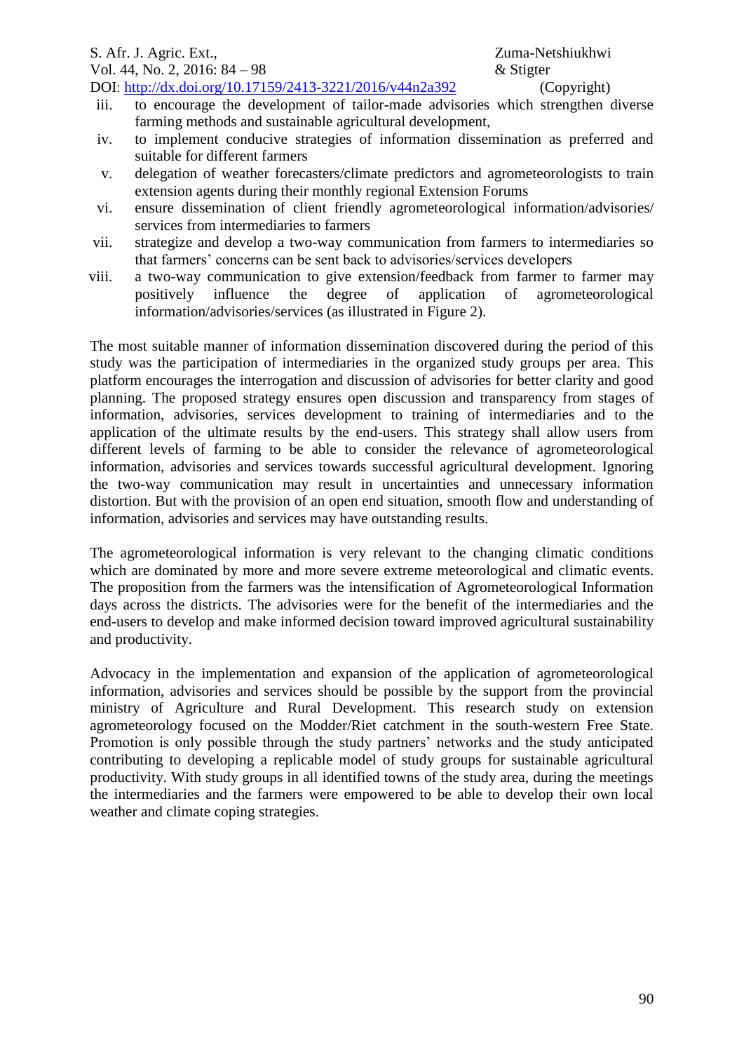iii. to encourage the development of tailor-made advisories which strengthen diverse farming methods and sustainable agricultural development,
iv. to implement conducive strategies of information dissemination as preferred and suitable for different farmers
v. delegation of weather forecasters/climate predictors and agrometeorologists to train extension agents during their monthly regional Extension Forums
vi. ensure dissemination of client friendly agrometeorological information/advisories/ services from intermediaries to farmers
vii. strategize and develop a two-way communication from farmers to intermediaries so that farmers' concerns can be sent back to advisories/services developers
viii. a two-way communication to give extension/feedback from farmer to farmer may positively influence the degree of application of agrometeorological information/advisories/services (as illustrated in Figure 2).

The most suitable manner of information dissemination discovered during the period of this study was the participation of intermediaries in the organized study groups per area. This platform encourages the interrogation and discussion of advisories for better clarity and good planning. The proposed strategy ensures open discussion and transparency from stages of information, advisories, services development to training of intermediaries and to the application of the ultimate results by the end-users. This strategy shall allow users from different levels of farming to be able to consider the relevance of agrometeorological information, advisories and services towards successful agricultural development. Ignoring the two-way communication may result in uncertainties and unnecessary information distortion. But with the provision of an open end situation, smooth flow and understanding of information, advisories and services may have outstanding results.

The agrometeorological information is very relevant to the changing climatic conditions which are dominated by more and more severe extreme meteorological and climatic events. The proposition from the farmers was the intensification of Agrometeorological Information days across the districts. The advisories were for the benefit of the intermediaries and the end-users to develop and make informed decision toward improved agricultural sustainability and productivity.

Advocacy in the implementation and expansion of the application of agrometeorological information, advisories and services should be possible by the support from the provincial ministry of Agriculture and Rural Development. This research study on extension agrometeorology focused on the Modder/Riet catchment in the south-western Free State. Promotion is only possible through the study partners' networks and the study anticipated contributing to developing a replicable model of study groups for sustainable agricultural productivity. With study groups in all identified towns of the study area, during the meetings the intermediaries and the farmers were empowered to be able to develop their own local weather and climate coping strategies.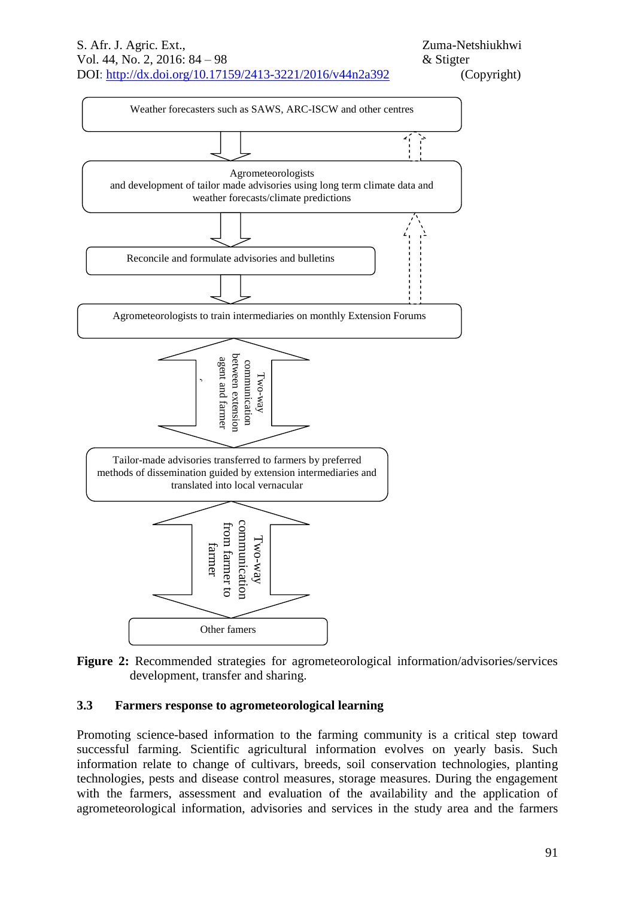Weather forecasters such as SAWS, ARC-ISCW and other centres

Agrometeorologists
and development of tailor made advisories using long term climate data and weather forecasts/climate predictions

Reconcile and formulate advisories and bulletins

Agrometeorologists to train intermediaries on monthly Extension Forums

Two-way communication between extension agent and farmer

Tailor-made advisories transferred to farmers by preferred methods of dissemination guided by extension intermediaries and translated into local vernacular

Two-way communication from farmer to farmer

Other famers

**Figure 2:** Recommended strategies for agrometeorological information/advisories/services development, transfer and sharing.

### 3.3 Farmers response to agrometeorological learning

Promoting science-based information to the farming community is a critical step toward successful farming. Scientific agricultural information evolves on yearly basis. Such information relate to change of cultivars, breeds, soil conservation technologies, planting technologies, pests and disease control measures, storage measures. During the engagement with the farmers, assessment and evaluation of the availability and the application of agrometeorological information, advisories and services in the study area and the farmers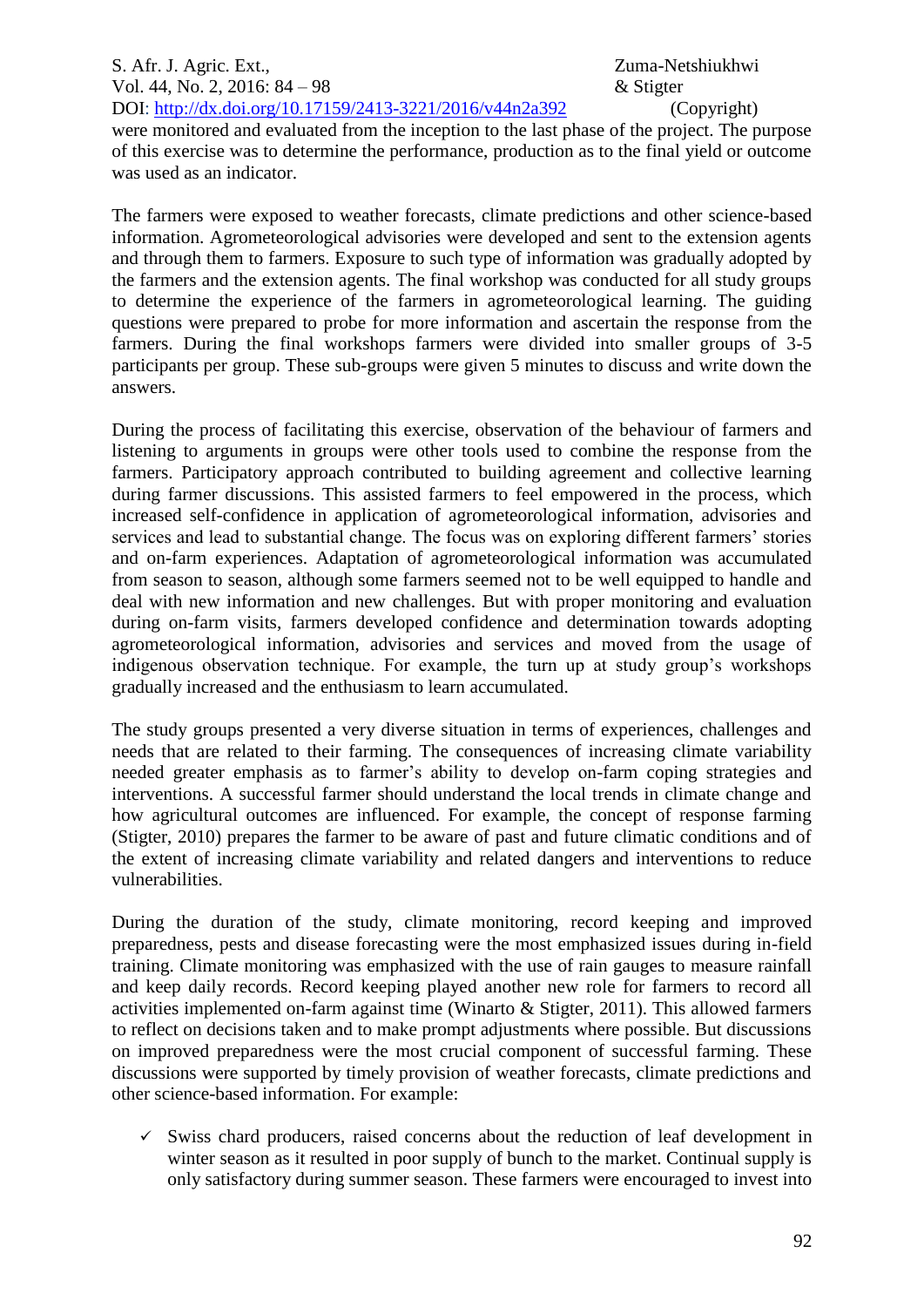were monitored and evaluated from the inception to the last phase of the project. The purpose of this exercise was to determine the performance, production as to the final yield or outcome was used as an indicator.

The farmers were exposed to weather forecasts, climate predictions and other science-based information. Agrometeorological advisories were developed and sent to the extension agents and through them to farmers. Exposure to such type of information was gradually adopted by the farmers and the extension agents. The final workshop was conducted for all study groups to determine the experience of the farmers in agrometeorological learning. The guiding questions were prepared to probe for more information and ascertain the response from the farmers. During the final workshops farmers were divided into smaller groups of 3-5 participants per group. These sub-groups were given 5 minutes to discuss and write down the answers.

During the process of facilitating this exercise, observation of the behaviour of farmers and listening to arguments in groups were other tools used to combine the response from the farmers. Participatory approach contributed to building agreement and collective learning during farmer discussions. This assisted farmers to feel empowered in the process, which increased self-confidence in application of agrometeorological information, advisories and services and lead to substantial change. The focus was on exploring different farmers' stories and on-farm experiences. Adaptation of agrometeorological information was accumulated from season to season, although some farmers seemed not to be well equipped to handle and deal with new information and new challenges. But with proper monitoring and evaluation during on-farm visits, farmers developed confidence and determination towards adopting agrometeorological information, advisories and services and moved from the usage of indigenous observation technique. For example, the turn up at study group's workshops gradually increased and the enthusiasm to learn accumulated.

The study groups presented a very diverse situation in terms of experiences, challenges and needs that are related to their farming. The consequences of increasing climate variability needed greater emphasis as to farmer's ability to develop on-farm coping strategies and interventions. A successful farmer should understand the local trends in climate change and how agricultural outcomes are influenced. For example, the concept of response farming (Stigter, 2010) prepares the farmer to be aware of past and future climatic conditions and of the extent of increasing climate variability and related dangers and interventions to reduce vulnerabilities.

During the duration of the study, climate monitoring, record keeping and improved preparedness, pests and disease forecasting were the most emphasized issues during in-field training. Climate monitoring was emphasized with the use of rain gauges to measure rainfall and keep daily records. Record keeping played another new role for farmers to record all activities implemented on-farm against time (Winarto & Stigter, 2011). This allowed farmers to reflect on decisions taken and to make prompt adjustments where possible. But discussions on improved preparedness were the most crucial component of successful farming. These discussions were supported by timely provision of weather forecasts, climate predictions and other science-based information. For example:

- ✓ Swiss chard producers, raised concerns about the reduction of leaf development in winter season as it resulted in poor supply of bunch to the market. Continual supply is only satisfactory during summer season. These farmers were encouraged to invest into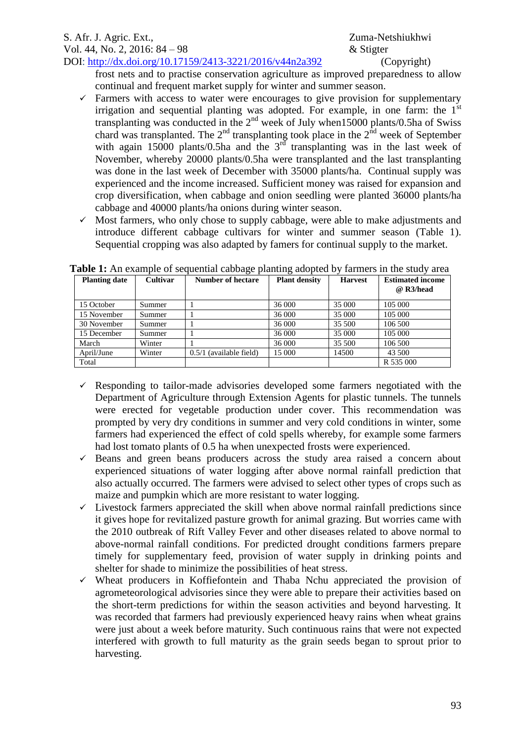frost nets and to practise conservation agriculture as improved preparedness to allow continual and frequent market supply for winter and summer season.

- ✓ Farmers with access to water were encourages to give provision for supplementary irrigation and sequential planting was adopted. For example, in one farm: the 1st transplanting was conducted in the 2nd week of July when15000 plants/0.5ha of Swiss chard was transplanted. The 2nd transplanting took place in the 2nd week of September with again 15000 plants/0.5ha and the 3rd transplanting was in the last week of November, whereby 20000 plants/0.5ha were transplanted and the last transplanting was done in the last week of December with 35000 plants/ha. Continual supply was experienced and the income increased. Sufficient money was raised for expansion and crop diversification, when cabbage and onion seedling were planted 36000 plants/ha cabbage and 40000 plants/ha onions during winter season.
- ✓ Most farmers, who only chose to supply cabbage, were able to make adjustments and introduce different cabbage cultivars for winter and summer season (Table 1). Sequential cropping was also adapted by famers for continual supply to the market.

**Table 1:** An example of sequential cabbage planting adopted by farmers in the study area

| Planting date | Cultivar | Number of hectare | Plant density | Harvest | Estimated income @ R3/head |
|---|---|---|---|---|---|
| 15 October | Summer | 1 | 36 000 | 35 000 | 105 000 |
| 15 November | Summer | 1 | 36 000 | 35 000 | 105 000 |
| 30 November | Summer | 1 | 36 000 | 35 500 | 106 500 |
| 15 December | Summer | 1 | 36 000 | 35 000 | 105 000 |
| March | Winter | 1 | 36 000 | 35 500 | 106 500 |
| April/June | Winter | 0.5/1 (available field) | 15 000 | 14500 | 43 500 |
| Total | | | | | R 535 000 |

- ✓ Responding to tailor-made advisories developed some farmers negotiated with the Department of Agriculture through Extension Agents for plastic tunnels. The tunnels were erected for vegetable production under cover. This recommendation was prompted by very dry conditions in summer and very cold conditions in winter, some farmers had experienced the effect of cold spells whereby, for example some farmers had lost tomato plants of 0.5 ha when unexpected frosts were experienced.
- ✓ Beans and green beans producers across the study area raised a concern about experienced situations of water logging after above normal rainfall prediction that also actually occurred. The farmers were advised to select other types of crops such as maize and pumpkin which are more resistant to water logging.
- ✓ Livestock farmers appreciated the skill when above normal rainfall predictions since it gives hope for revitalized pasture growth for animal grazing. But worries came with the 2010 outbreak of Rift Valley Fever and other diseases related to above normal to above-normal rainfall conditions. For predicted drought conditions farmers prepare timely for supplementary feed, provision of water supply in drinking points and shelter for shade to minimize the possibilities of heat stress.
- ✓ Wheat producers in Koffiefontein and Thaba Nchu appreciated the provision of agrometeorological advisories since they were able to prepare their activities based on the short-term predictions for within the season activities and beyond harvesting. It was recorded that farmers had previously experienced heavy rains when wheat grains were just about a week before maturity. Such continuous rains that were not expected interfered with growth to full maturity as the grain seeds began to sprout prior to harvesting.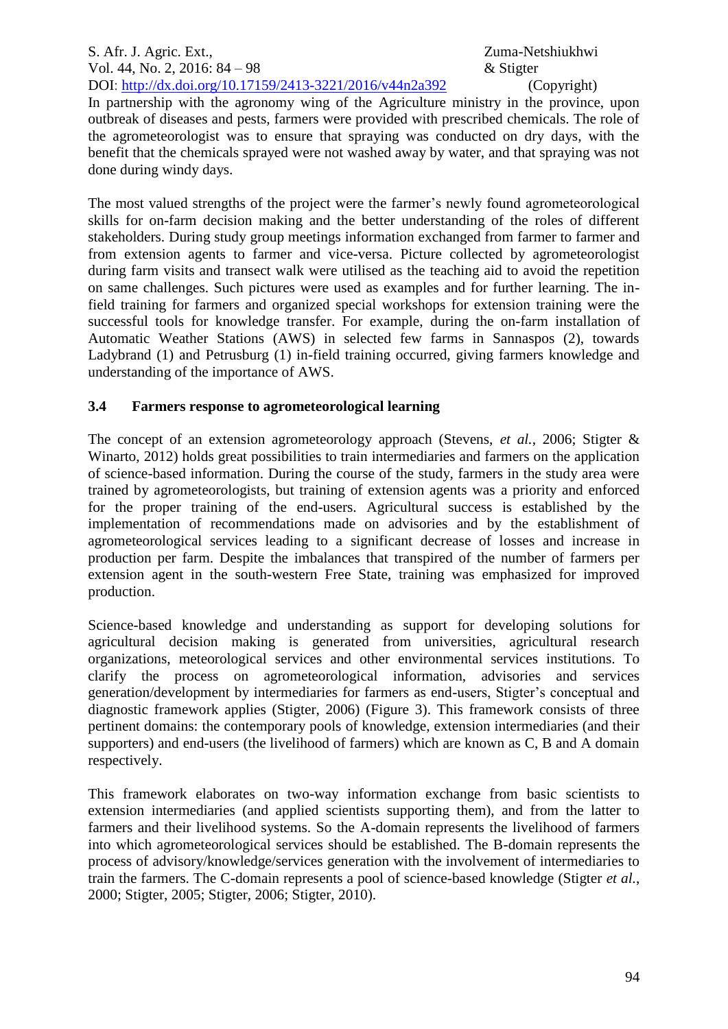In partnership with the agronomy wing of the Agriculture ministry in the province, upon outbreak of diseases and pests, farmers were provided with prescribed chemicals. The role of the agrometeorologist was to ensure that spraying was conducted on dry days, with the benefit that the chemicals sprayed were not washed away by water, and that spraying was not done during windy days.

The most valued strengths of the project were the farmer's newly found agrometeorological skills for on-farm decision making and the better understanding of the roles of different stakeholders. During study group meetings information exchanged from farmer to farmer and from extension agents to farmer and vice-versa. Picture collected by agrometeorologist during farm visits and transect walk were utilised as the teaching aid to avoid the repetition on same challenges. Such pictures were used as examples and for further learning. The in-field training for farmers and organized special workshops for extension training were the successful tools for knowledge transfer. For example, during the on-farm installation of Automatic Weather Stations (AWS) in selected few farms in Sannaspos (2), towards Ladybrand (1) and Petrusburg (1) in-field training occurred, giving farmers knowledge and understanding of the importance of AWS.

### 3.4 Farmers response to agrometeorological learning

The concept of an extension agrometeorology approach (Stevens, *et al.*, 2006; Stigter & Winarto, 2012) holds great possibilities to train intermediaries and farmers on the application of science-based information. During the course of the study, farmers in the study area were trained by agrometeorologists, but training of extension agents was a priority and enforced for the proper training of the end-users. Agricultural success is established by the implementation of recommendations made on advisories and by the establishment of agrometeorological services leading to a significant decrease of losses and increase in production per farm. Despite the imbalances that transpired of the number of farmers per extension agent in the south-western Free State, training was emphasized for improved production.

Science-based knowledge and understanding as support for developing solutions for agricultural decision making is generated from universities, agricultural research organizations, meteorological services and other environmental services institutions. To clarify the process on agrometeorological information, advisories and services generation/development by intermediaries for farmers as end-users, Stigter's conceptual and diagnostic framework applies (Stigter, 2006) (Figure 3). This framework consists of three pertinent domains: the contemporary pools of knowledge, extension intermediaries (and their supporters) and end-users (the livelihood of farmers) which are known as C, B and A domain respectively.

This framework elaborates on two-way information exchange from basic scientists to extension intermediaries (and applied scientists supporting them), and from the latter to farmers and their livelihood systems. So the A-domain represents the livelihood of farmers into which agrometeorological services should be established. The B-domain represents the process of advisory/knowledge/services generation with the involvement of intermediaries to train the farmers. The C-domain represents a pool of science-based knowledge (Stigter *et al.*, 2000; Stigter, 2005; Stigter, 2006; Stigter, 2010).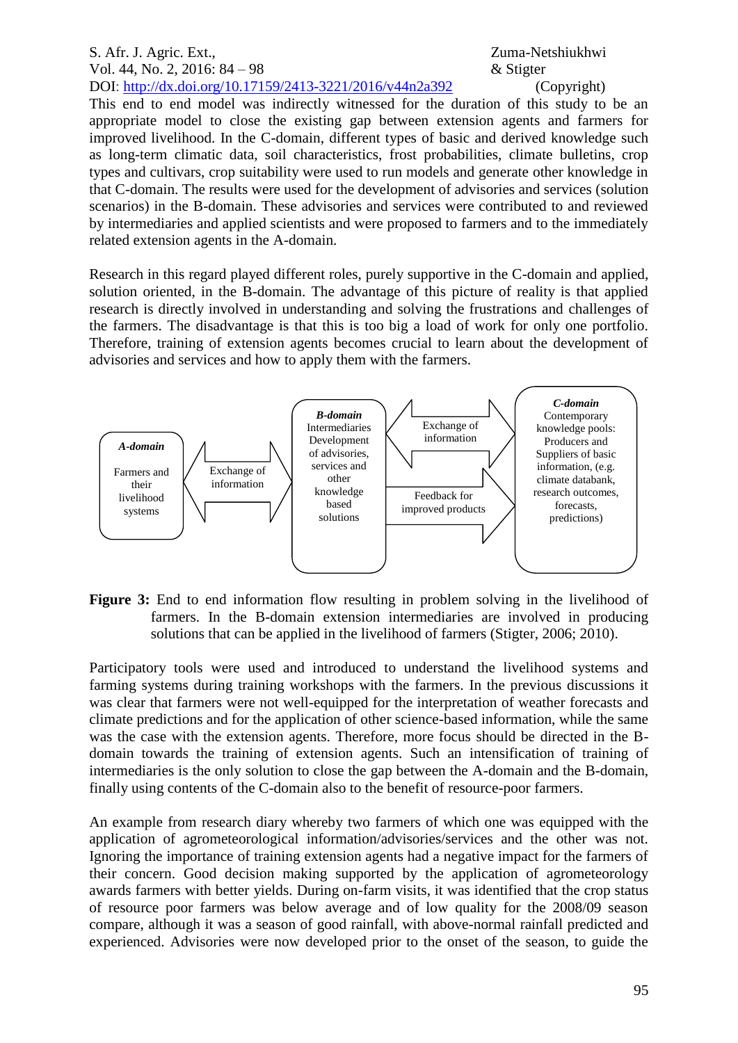This end to end model was indirectly witnessed for the duration of this study to be an appropriate model to close the existing gap between extension agents and farmers for improved livelihood. In the C-domain, different types of basic and derived knowledge such as long-term climatic data, soil characteristics, frost probabilities, climate bulletins, crop types and cultivars, crop suitability were used to run models and generate other knowledge in that C-domain. The results were used for the development of advisories and services (solution scenarios) in the B-domain. These advisories and services were contributed to and reviewed by intermediaries and applied scientists and were proposed to farmers and to the immediately related extension agents in the A-domain.

Research in this regard played different roles, purely supportive in the C-domain and applied, solution oriented, in the B-domain. The advantage of this picture of reality is that applied research is directly involved in understanding and solving the frustrations and challenges of the farmers. The disadvantage is that this is too big a load of work for only one portfolio. Therefore, training of extension agents becomes crucial to learn about the development of advisories and services and how to apply them with the farmers.

*A-domain*
Farmers and their livelihood systems

Exchange of information

*B-domain*
Intermediaries Development of advisories, services and other knowledge based solutions

Exchange of information

Feedback for improved products

*C-domain*
Contemporary knowledge pools: Producers and Suppliers of basic information, (e.g. climate databank, research outcomes, forecasts, predictions)

**Figure 3:** End to end information flow resulting in problem solving in the livelihood of farmers. In the B-domain extension intermediaries are involved in producing solutions that can be applied in the livelihood of farmers (Stigter, 2006; 2010).

Participatory tools were used and introduced to understand the livelihood systems and farming systems during training workshops with the farmers. In the previous discussions it was clear that farmers were not well-equipped for the interpretation of weather forecasts and climate predictions and for the application of other science-based information, while the same was the case with the extension agents. Therefore, more focus should be directed in the B-domain towards the training of extension agents. Such an intensification of training of intermediaries is the only solution to close the gap between the A-domain and the B-domain, finally using contents of the C-domain also to the benefit of resource-poor farmers.

An example from research diary whereby two farmers of which one was equipped with the application of agrometeorological information/advisories/services and the other was not. Ignoring the importance of training extension agents had a negative impact for the farmers of their concern. Good decision making supported by the application of agrometeorology awards farmers with better yields. During on-farm visits, it was identified that the crop status of resource poor farmers was below average and of low quality for the 2008/09 season compare, although it was a season of good rainfall, with above-normal rainfall predicted and experienced. Advisories were now developed prior to the onset of the season, to guide the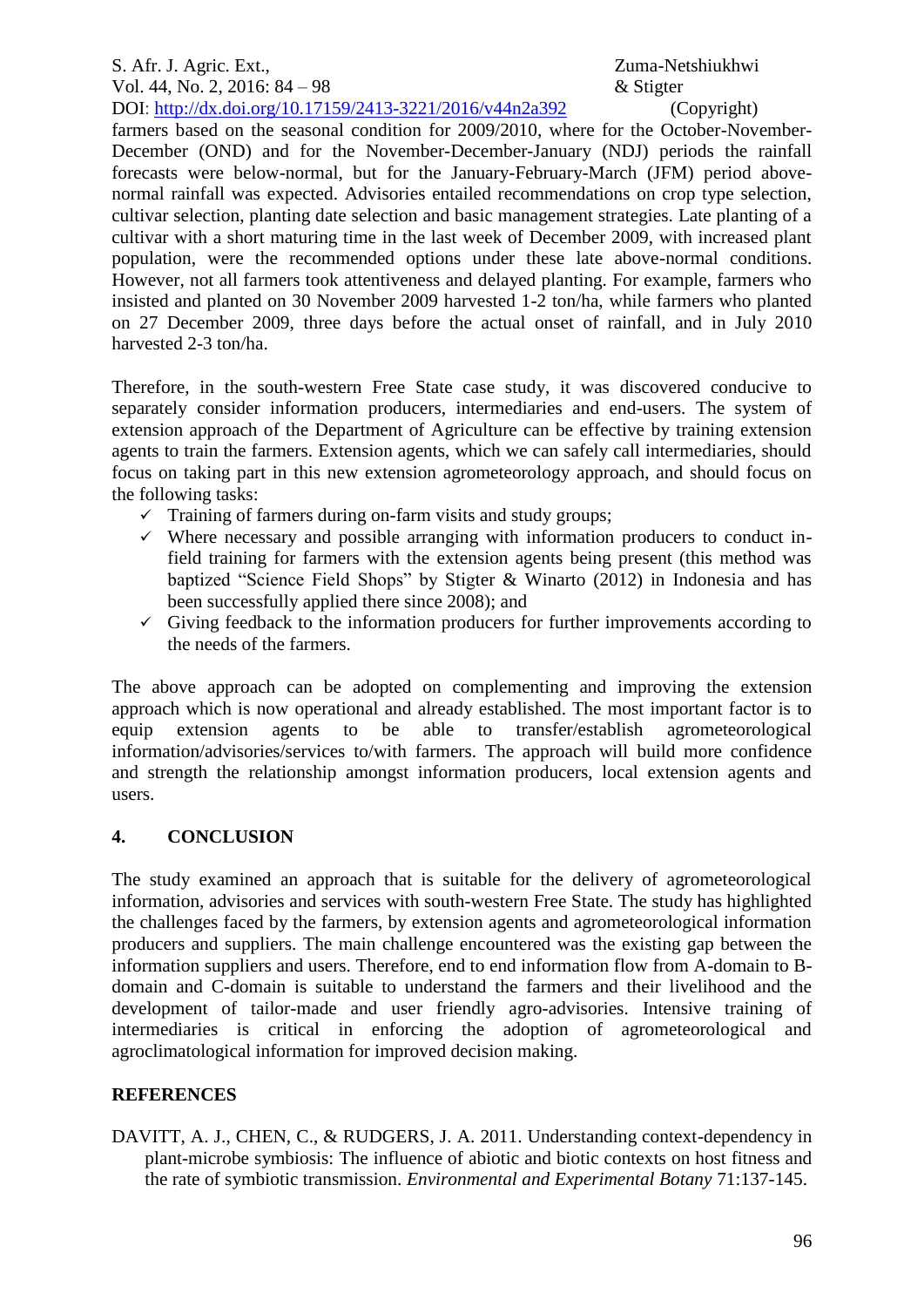farmers based on the seasonal condition for 2009/2010, where for the October-November-December (OND) and for the November-December-January (NDJ) periods the rainfall forecasts were below-normal, but for the January-February-March (JFM) period above-normal rainfall was expected. Advisories entailed recommendations on crop type selection, cultivar selection, planting date selection and basic management strategies. Late planting of a cultivar with a short maturing time in the last week of December 2009, with increased plant population, were the recommended options under these late above-normal conditions. However, not all farmers took attentiveness and delayed planting. For example, farmers who insisted and planted on 30 November 2009 harvested 1-2 ton/ha, while farmers who planted on 27 December 2009, three days before the actual onset of rainfall, and in July 2010 harvested 2-3 ton/ha.

Therefore, in the south-western Free State case study, it was discovered conducive to separately consider information producers, intermediaries and end-users. The system of extension approach of the Department of Agriculture can be effective by training extension agents to train the farmers. Extension agents, which we can safely call intermediaries, should focus on taking part in this new extension agrometeorology approach, and should focus on the following tasks:

- ✓ Training of farmers during on-farm visits and study groups;
- ✓ Where necessary and possible arranging with information producers to conduct in-field training for farmers with the extension agents being present (this method was baptized "Science Field Shops" by Stigter & Winarto (2012) in Indonesia and has been successfully applied there since 2008); and
- ✓ Giving feedback to the information producers for further improvements according to the needs of the farmers.

The above approach can be adopted on complementing and improving the extension approach which is now operational and already established. The most important factor is to equip extension agents to be able to transfer/establish agrometeorological information/advisories/services to/with farmers. The approach will build more confidence and strength the relationship amongst information producers, local extension agents and users.

## 4. CONCLUSION

The study examined an approach that is suitable for the delivery of agrometeorological information, advisories and services with south-western Free State. The study has highlighted the challenges faced by the farmers, by extension agents and agrometeorological information producers and suppliers. The main challenge encountered was the existing gap between the information suppliers and users. Therefore, end to end information flow from A-domain to B-domain and C-domain is suitable to understand the farmers and their livelihood and the development of tailor-made and user friendly agro-advisories. Intensive training of intermediaries is critical in enforcing the adoption of agrometeorological and agroclimatological information for improved decision making.

## REFERENCES

DAVITT, A. J., CHEN, C., & RUDGERS, J. A. 2011. Understanding context-dependency in plant-microbe symbiosis: The influence of abiotic and biotic contexts on host fitness and the rate of symbiotic transmission. *Environmental and Experimental Botany* 71:137-145.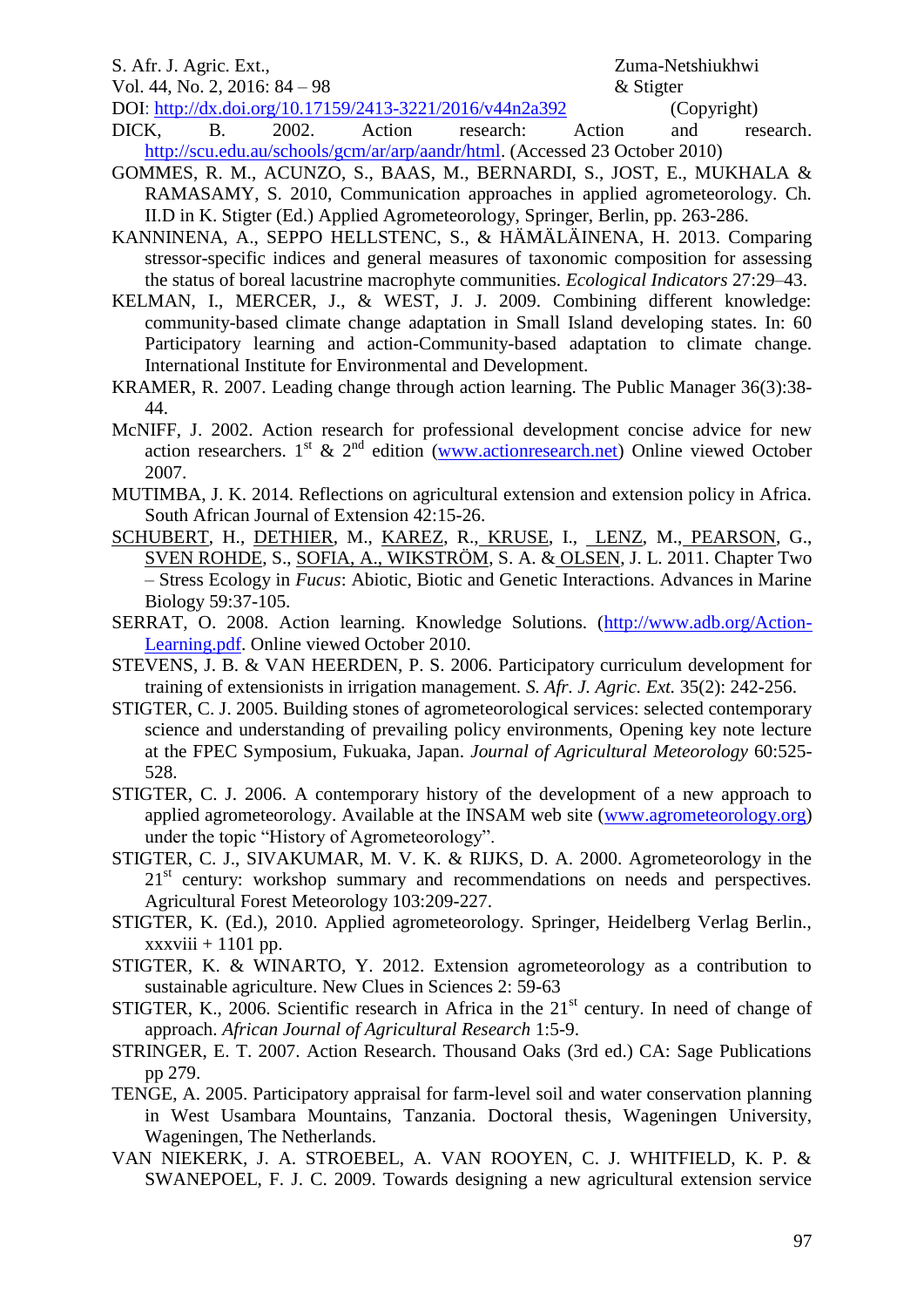DICK, B. 2002. Action research: Action and research. http://scu.edu.au/schools/gcm/ar/arp/aandr/html. (Accessed 23 October 2010)

GOMMES, R. M., ACUNZO, S., BAAS, M., BERNARDI, S., JOST, E., MUKHALA & RAMASAMY, S. 2010, Communication approaches in applied agrometeorology. Ch. II.D in K. Stigter (Ed.) Applied Agrometeorology, Springer, Berlin, pp. 263-286.

KANNINENA, A., SEPPO HELLSTENC, S., & HÄMÄLÄINENA, H. 2013. Comparing stressor-specific indices and general measures of taxonomic composition for assessing the status of boreal lacustrine macrophyte communities. *Ecological Indicators* 27:29–43.

KELMAN, I., MERCER, J., & WEST, J. J. 2009. Combining different knowledge: community-based climate change adaptation in Small Island developing states. In: 60 Participatory learning and action-Community-based adaptation to climate change. International Institute for Environmental and Development.

KRAMER, R. 2007. Leading change through action learning. The Public Manager 36(3):38-44.

McNIFF, J. 2002. Action research for professional development concise advice for new action researchers. 1st & 2nd edition (www.actionresearch.net) Online viewed October 2007.

MUTIMBA, J. K. 2014. Reflections on agricultural extension and extension policy in Africa. South African Journal of Extension 42:15-26.

SCHUBERT, H., DETHIER, M., KAREZ, R., KRUSE, I., LENZ, M., PEARSON, G., SVEN ROHDE, S., SOFIA, A., WIKSTRÖM, S. A. & OLSEN, J. L. 2011. Chapter Two – Stress Ecology in *Fucus*: Abiotic, Biotic and Genetic Interactions. Advances in Marine Biology 59:37-105.

SERRAT, O. 2008. Action learning. Knowledge Solutions. (http://www.adb.org/Action-Learning.pdf. Online viewed October 2010.

STEVENS, J. B. & VAN HEERDEN, P. S. 2006. Participatory curriculum development for training of extensionists in irrigation management. *S. Afr. J. Agric. Ext.* 35(2): 242-256.

STIGTER, C. J. 2005. Building stones of agrometeorological services: selected contemporary science and understanding of prevailing policy environments, Opening key note lecture at the FPEC Symposium, Fukuaka, Japan. *Journal of Agricultural Meteorology* 60:525-528.

STIGTER, C. J. 2006. A contemporary history of the development of a new approach to applied agrometeorology. Available at the INSAM web site (www.agrometeorology.org) under the topic "History of Agrometeorology".

STIGTER, C. J., SIVAKUMAR, M. V. K. & RIJKS, D. A. 2000. Agrometeorology in the 21st century: workshop summary and recommendations on needs and perspectives. Agricultural Forest Meteorology 103:209-227.

STIGTER, K. (Ed.), 2010. Applied agrometeorology. Springer, Heidelberg Verlag Berlin., xxxviii + 1101 pp.

STIGTER, K. & WINARTO, Y. 2012. Extension agrometeorology as a contribution to sustainable agriculture. New Clues in Sciences 2: 59-63

STIGTER, K., 2006. Scientific research in Africa in the 21st century. In need of change of approach. *African Journal of Agricultural Research* 1:5-9.

STRINGER, E. T. 2007. Action Research. Thousand Oaks (3rd ed.) CA: Sage Publications pp 279.

TENGE, A. 2005. Participatory appraisal for farm-level soil and water conservation planning in West Usambara Mountains, Tanzania. Doctoral thesis, Wageningen University, Wageningen, The Netherlands.

VAN NIEKERK, J. A. STROEBEL, A. VAN ROOYEN, C. J. WHITFIELD, K. P. & SWANEPOEL, F. J. C. 2009. Towards designing a new agricultural extension service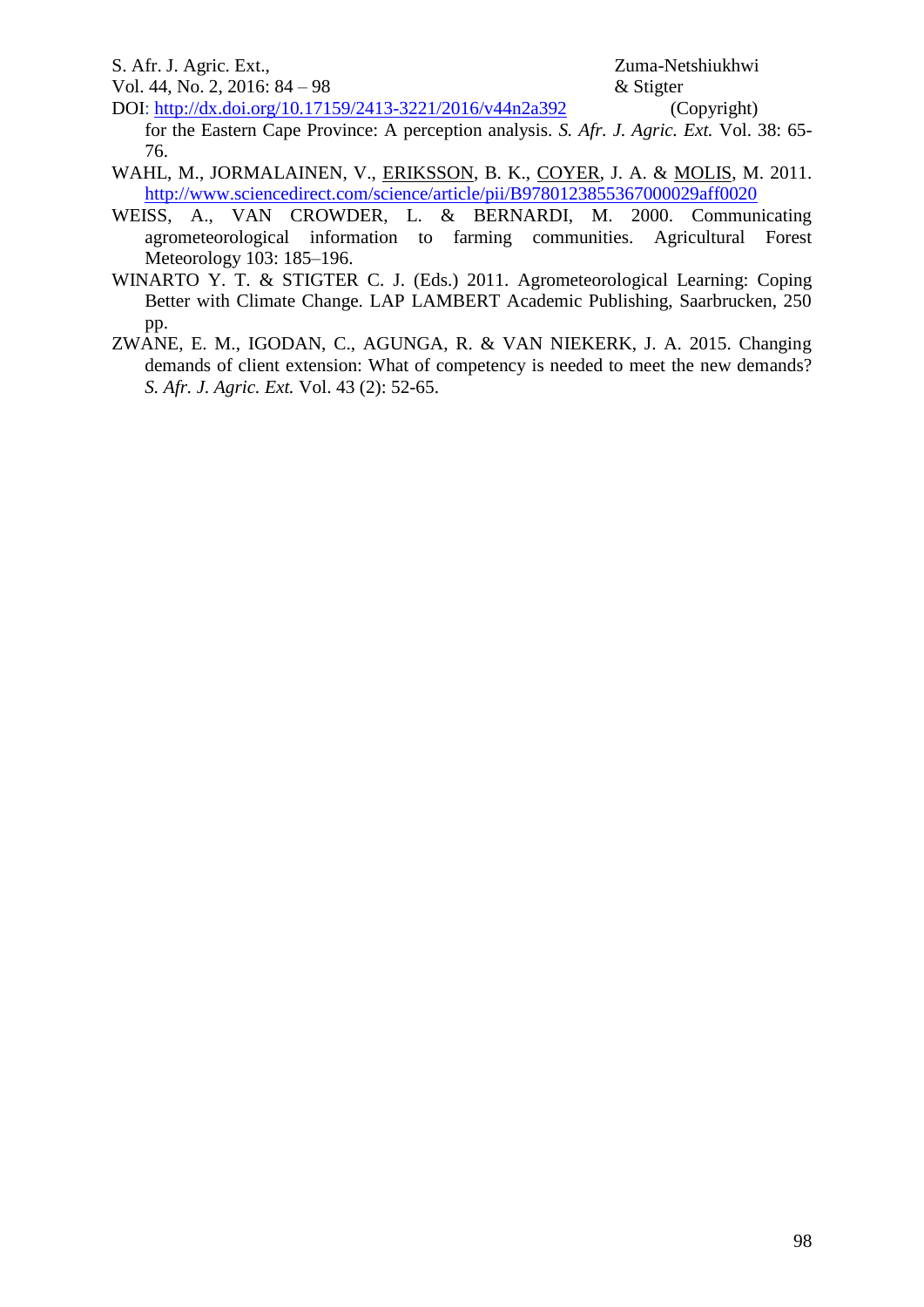for the Eastern Cape Province: A perception analysis. *S. Afr. J. Agric. Ext.* Vol. 38: 65-76.

WAHL, M., JORMALAINEN, V., ERIKSSON, B. K., COYER, J. A. & MOLIS, M. 2011. http://www.sciencedirect.com/science/article/pii/B9780123855367000029aff0020

WEISS, A., VAN CROWDER, L. & BERNARDI, M. 2000. Communicating agrometeorological information to farming communities. Agricultural Forest Meteorology 103: 185–196.

WINARTO Y. T. & STIGTER C. J. (Eds.) 2011. Agrometeorological Learning: Coping Better with Climate Change. LAP LAMBERT Academic Publishing, Saarbrucken, 250 pp.

ZWANE, E. M., IGODAN, C., AGUNGA, R. & VAN NIEKERK, J. A. 2015. Changing demands of client extension: What of competency is needed to meet the new demands? *S. Afr. J. Agric. Ext.* Vol. 43 (2): 52-65.